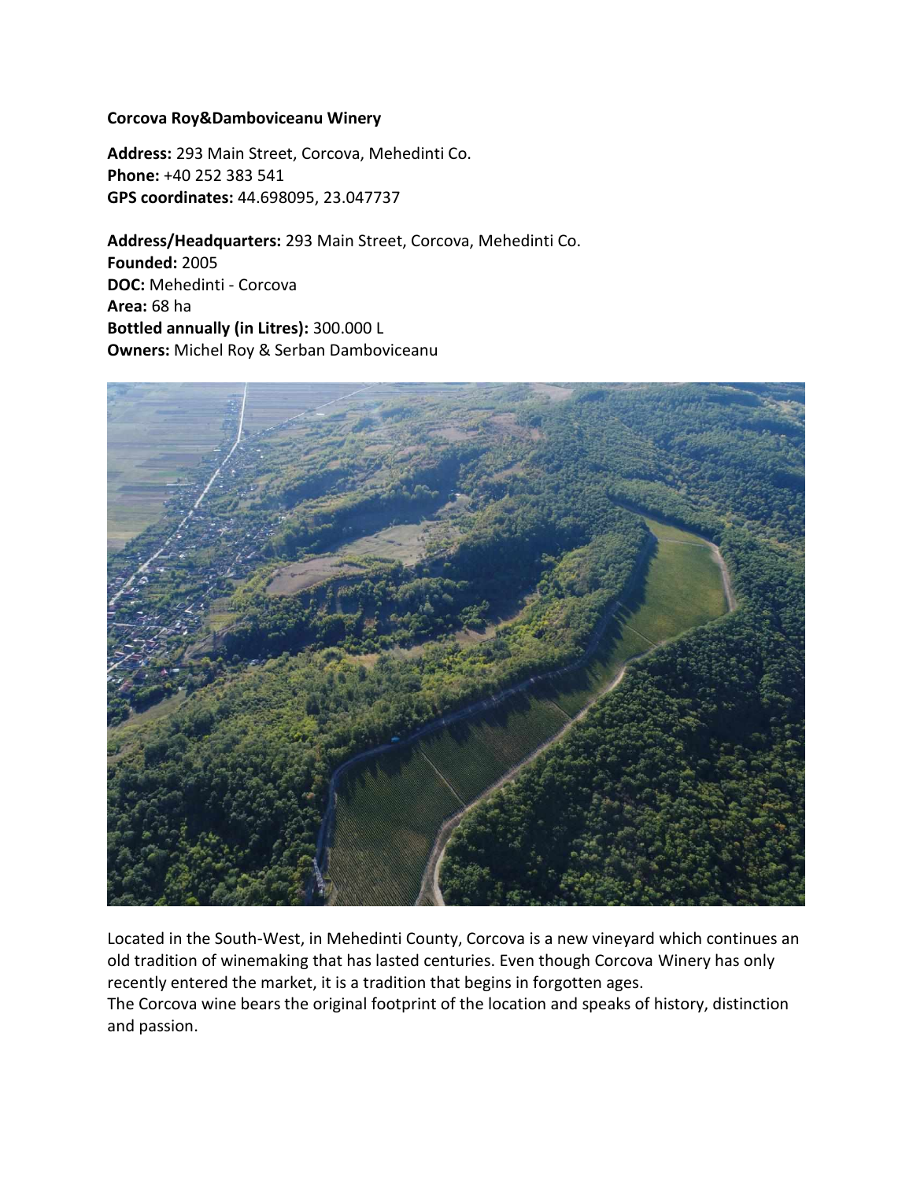**Corcova Roy&Damboviceanu Winery**

**Address:** 293 Main Street, Corcova, Mehedinti Co.
**Phone:** +40 252 383 541
**GPS coordinates:** 44.698095, 23.047737

**Address/Headquarters:** 293 Main Street, Corcova, Mehedinti Co.
**Founded:** 2005
**DOC:** Mehedinti - Corcova
**Area:** 68 ha
**Bottled annually (in Litres):** 300.000 L
**Owners:** Michel Roy & Serban Damboviceanu

Located in the South-West, in Mehedinti County, Corcova is a new vineyard which continues an old tradition of winemaking that has lasted centuries. Even though Corcova Winery has only recently entered the market, it is a tradition that begins in forgotten ages.
The Corcova wine bears the original footprint of the location and speaks of history, distinction and passion.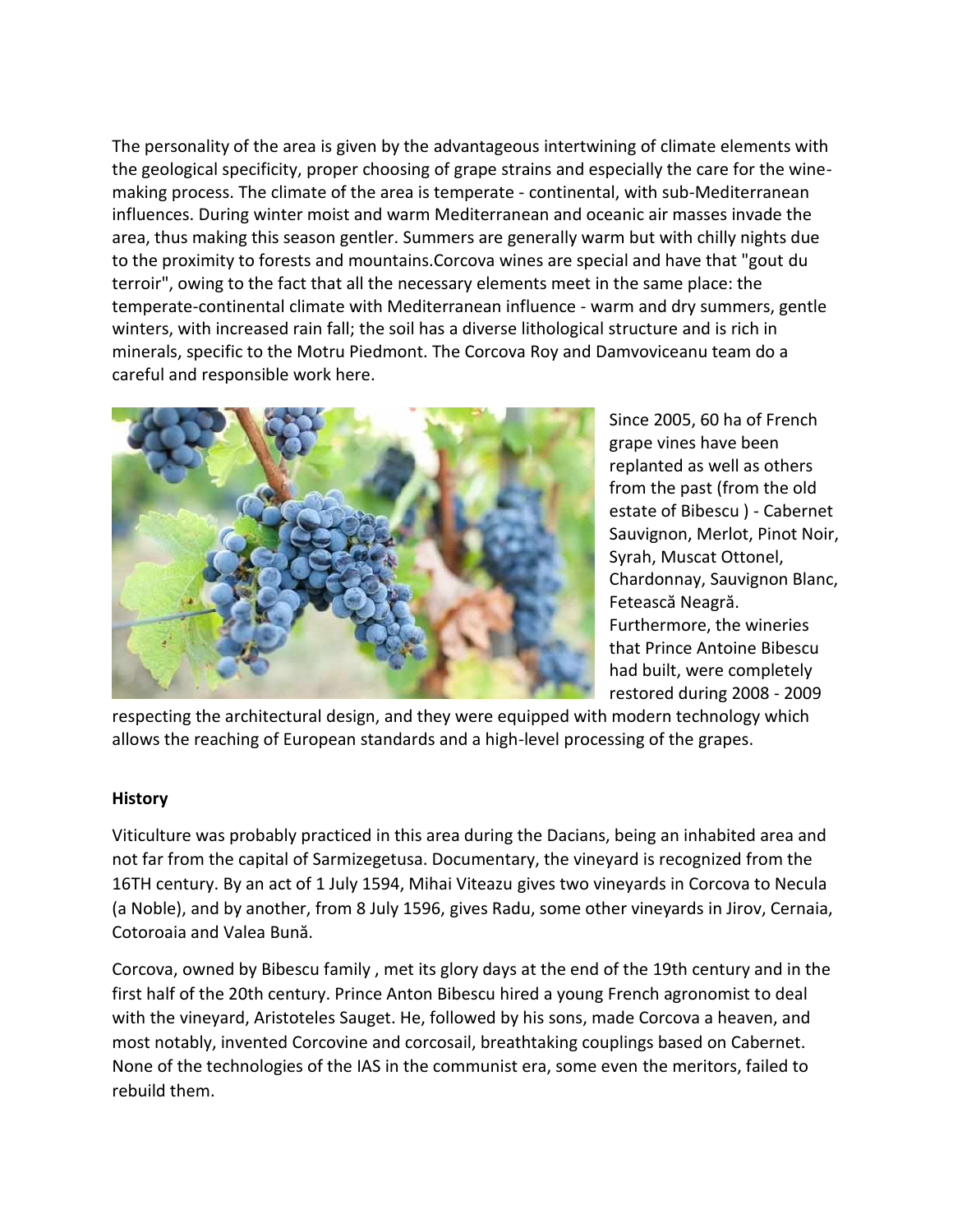The personality of the area is given by the advantageous intertwining of climate elements with the geological specificity, proper choosing of grape strains and especially the care for the wine-making process. The climate of the area is temperate - continental, with sub-Mediterranean influences. During winter moist and warm Mediterranean and oceanic air masses invade the area, thus making this season gentler. Summers are generally warm but with chilly nights due to the proximity to forests and mountains.Corcova wines are special and have that "gout du terroir", owing to the fact that all the necessary elements meet in the same place: the temperate-continental climate with Mediterranean influence - warm and dry summers, gentle winters, with increased rain fall; the soil has a diverse lithological structure and is rich in minerals, specific to the Motru Piedmont. The Corcova Roy and Damvoviceanu team do a careful and responsible work here.

Since 2005, 60 ha of French grape vines have been replanted as well as others from the past (from the old estate of Bibescu ) - Cabernet Sauvignon, Merlot, Pinot Noir, Syrah, Muscat Ottonel, Chardonnay, Sauvignon Blanc, Fetească Neagră. Furthermore, the wineries that Prince Antoine Bibescu had built, were completely restored during 2008 - 2009 respecting the architectural design, and they were equipped with modern technology which allows the reaching of European standards and a high-level processing of the grapes.

**History**

Viticulture was probably practiced in this area during the Dacians, being an inhabited area and not far from the capital of Sarmizegetusa. Documentary, the vineyard is recognized from the 16TH century. By an act of 1 July 1594, Mihai Viteazu gives two vineyards in Corcova to Necula (a Noble), and by another, from 8 July 1596, gives Radu, some other vineyards in Jirov, Cernaia, Cotoroaia and Valea Bună.

Corcova, owned by Bibescu family , met its glory days at the end of the 19th century and in the first half of the 20th century. Prince Anton Bibescu hired a young French agronomist to deal with the vineyard, Aristoteles Sauget. He, followed by his sons, made Corcova a heaven, and most notably, invented Corcovine and corcosail, breathtaking couplings based on Cabernet. None of the technologies of the IAS in the communist era, some even the meritors, failed to rebuild them.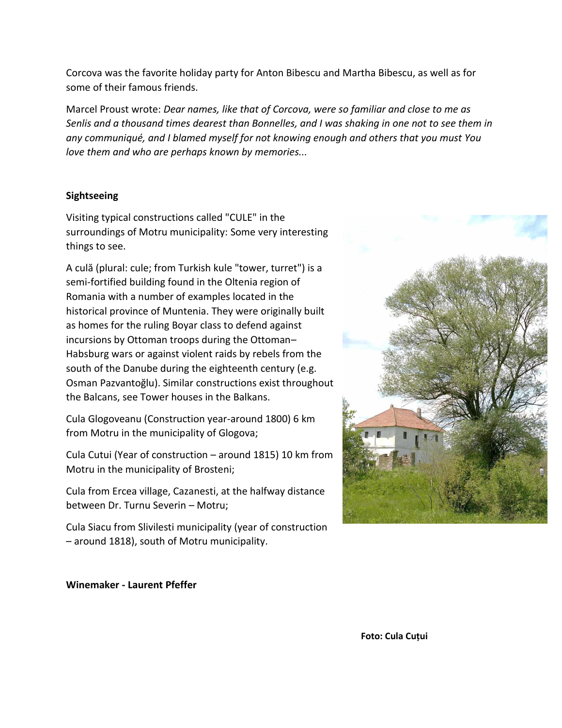Corcova was the favorite holiday party for Anton Bibescu and Martha Bibescu, as well as for some of their famous friends.

Marcel Proust wrote: *Dear names, like that of Corcova, were so familiar and close to me as Senlis and a thousand times dearest than Bonnelles, and I was shaking in one not to see them in any communiqué, and I blamed myself for not knowing enough and others that you must You love them and who are perhaps known by memories...*

**Sightseeing**

Visiting typical constructions called "CULE" in the surroundings of Motru municipality: Some very interesting things to see.

A culă (plural: cule; from Turkish kule "tower, turret") is a semi-fortified building found in the Oltenia region of Romania with a number of examples located in the historical province of Muntenia. They were originally built as homes for the ruling Boyar class to defend against incursions by Ottoman troops during the Ottoman–Habsburg wars or against violent raids by rebels from the south of the Danube during the eighteenth century (e.g. Osman Pazvantoğlu). Similar constructions exist throughout the Balcans, see Tower houses in the Balkans.

Cula Glogoveanu (Construction year-around 1800) 6 km from Motru in the municipality of Glogova;

Cula Cutui (Year of construction – around 1815) 10 km from Motru in the municipality of Brosteni;

Cula from Ercea village, Cazanesti, at the halfway distance between Dr. Turnu Severin – Motru;

Cula Siacu from Slivilesti municipality (year of construction – around 1818), south of Motru municipality.

**Foto: Cula Cuțui**

**Winemaker - Laurent Pfeffer**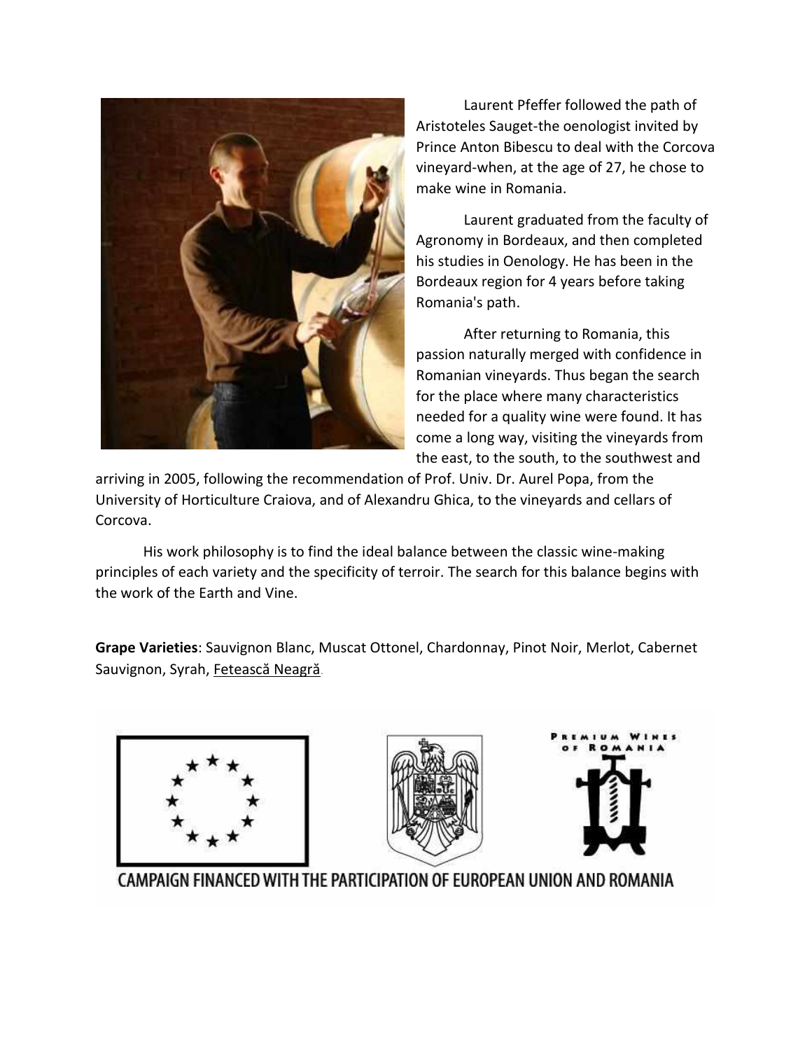Laurent Pfeffer followed the path of Aristoteles Sauget-the oenologist invited by Prince Anton Bibescu to deal with the Corcova vineyard-when, at the age of 27, he chose to make wine in Romania.

Laurent graduated from the faculty of Agronomy in Bordeaux, and then completed his studies in Oenology. He has been in the Bordeaux region for 4 years before taking Romania's path.

After returning to Romania, this passion naturally merged with confidence in Romanian vineyards. Thus began the search for the place where many characteristics needed for a quality wine were found. It has come a long way, visiting the vineyards from the east, to the south, to the southwest and arriving in 2005, following the recommendation of Prof. Univ. Dr. Aurel Popa, from the University of Horticulture Craiova, and of Alexandru Ghica, to the vineyards and cellars of Corcova.

His work philosophy is to find the ideal balance between the classic wine-making principles of each variety and the specificity of terroir. The search for this balance begins with the work of the Earth and Vine.

**Grape Varieties**: Sauvignon Blanc, Muscat Ottonel, Chardonnay, Pinot Noir, Merlot, Cabernet Sauvignon, Syrah, Fetească Neagră.

PREMIUM WINES OF ROMANIA

CAMPAIGN FINANCED WITH THE PARTICIPATION OF EUROPEAN UNION AND ROMANIA